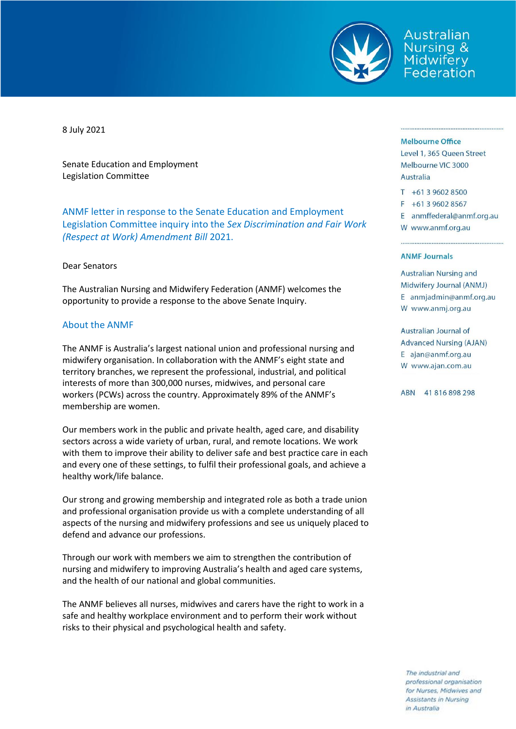Australian Nursing & Midwifery Federation

8 July 2021

Senate Education and Employment
Legislation Committee

## ANMF letter in response to the Senate Education and Employment Legislation Committee inquiry into the *Sex Discrimination and Fair Work (Respect at Work) Amendment Bill* 2021.

Dear Senators

The Australian Nursing and Midwifery Federation (ANMF) welcomes the opportunity to provide a response to the above Senate Inquiry.

### About the ANMF

The ANMF is Australia's largest national union and professional nursing and midwifery organisation. In collaboration with the ANMF's eight state and territory branches, we represent the professional, industrial, and political interests of more than 300,000 nurses, midwives, and personal care workers (PCWs) across the country. Approximately 89% of the ANMF's membership are women.

Our members work in the public and private health, aged care, and disability sectors across a wide variety of urban, rural, and remote locations. We work with them to improve their ability to deliver safe and best practice care in each and every one of these settings, to fulfil their professional goals, and achieve a healthy work/life balance.

Our strong and growing membership and integrated role as both a trade union and professional organisation provide us with a complete understanding of all aspects of the nursing and midwifery professions and see us uniquely placed to defend and advance our professions.

Through our work with members we aim to strengthen the contribution of nursing and midwifery to improving Australia's health and aged care systems, and the health of our national and global communities.

The ANMF believes all nurses, midwives and carers have the right to work in a safe and healthy workplace environment and to perform their work without risks to their physical and psychological health and safety.

**Melbourne Office**
Level 1, 365 Queen Street
Melbourne VIC 3000
Australia

T +61 3 9602 8500
F +61 3 9602 8567
E anmffederal@anmf.org.au
W www.anmf.org.au

**ANMF Journals**

Australian Nursing and Midwifery Journal (ANMJ)
E anmjadmin@anmf.org.au
W www.anmj.org.au

Australian Journal of Advanced Nursing (AJAN)
E ajan@anmf.org.au
W www.ajan.com.au

ABN 41 816 898 298

*The industrial and professional organisation for Nurses, Midwives and Assistants in Nursing in Australia*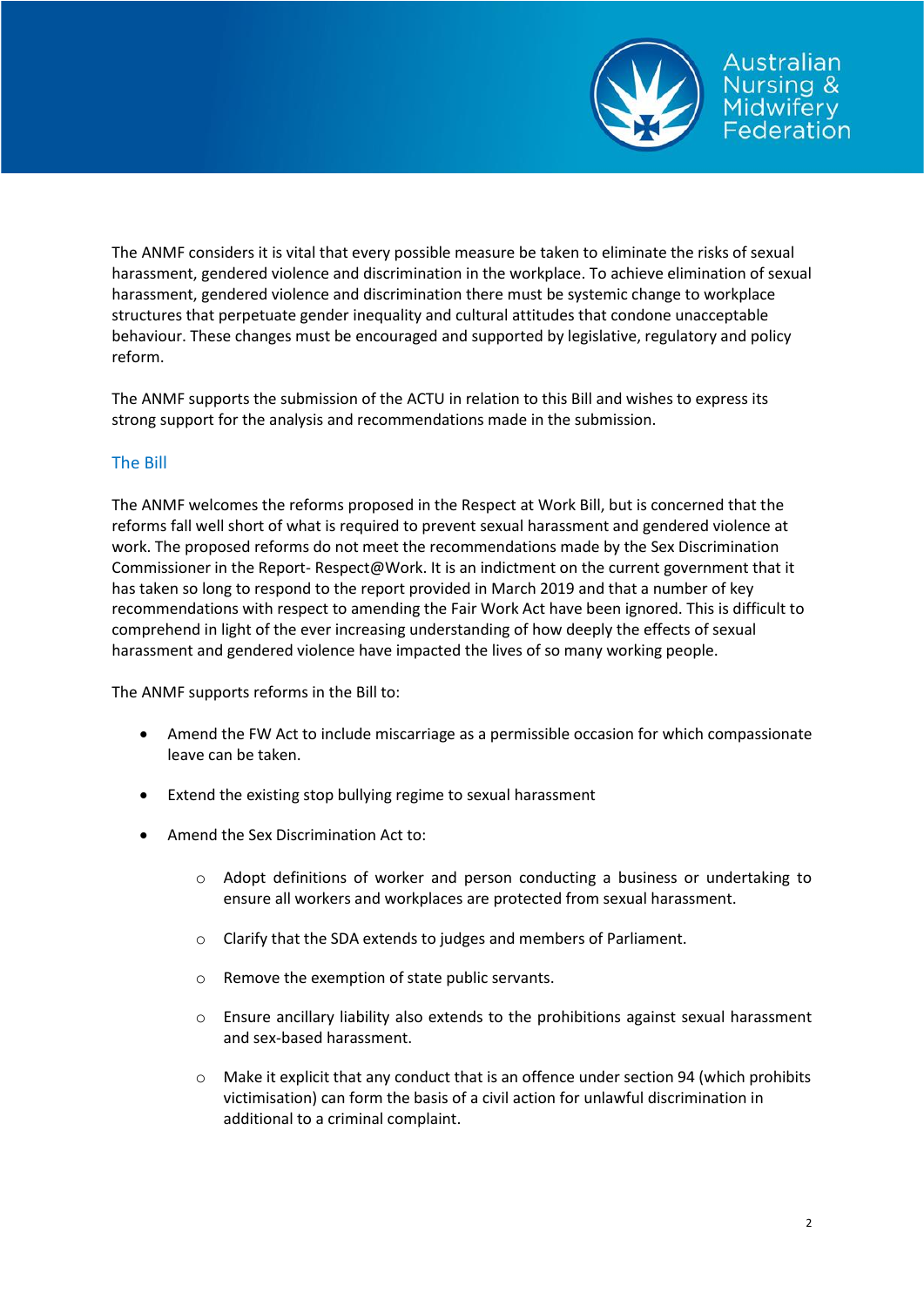The ANMF considers it is vital that every possible measure be taken to eliminate the risks of sexual harassment, gendered violence and discrimination in the workplace. To achieve elimination of sexual harassment, gendered violence and discrimination there must be systemic change to workplace structures that perpetuate gender inequality and cultural attitudes that condone unacceptable behaviour. These changes must be encouraged and supported by legislative, regulatory and policy reform.

The ANMF supports the submission of the ACTU in relation to this Bill and wishes to express its strong support for the analysis and recommendations made in the submission.

## The Bill

The ANMF welcomes the reforms proposed in the Respect at Work Bill, but is concerned that the reforms fall well short of what is required to prevent sexual harassment and gendered violence at work. The proposed reforms do not meet the recommendations made by the Sex Discrimination Commissioner in the Report- Respect@Work. It is an indictment on the current government that it has taken so long to respond to the report provided in March 2019 and that a number of key recommendations with respect to amending the Fair Work Act have been ignored. This is difficult to comprehend in light of the ever increasing understanding of how deeply the effects of sexual harassment and gendered violence have impacted the lives of so many working people.

The ANMF supports reforms in the Bill to:

- Amend the FW Act to include miscarriage as a permissible occasion for which compassionate leave can be taken.
- Extend the existing stop bullying regime to sexual harassment
- Amend the Sex Discrimination Act to:
    - Adopt definitions of worker and person conducting a business or undertaking to ensure all workers and workplaces are protected from sexual harassment.
    - Clarify that the SDA extends to judges and members of Parliament.
    - Remove the exemption of state public servants.
    - Ensure ancillary liability also extends to the prohibitions against sexual harassment and sex-based harassment.
    - Make it explicit that any conduct that is an offence under section 94 (which prohibits victimisation) can form the basis of a civil action for unlawful discrimination in additional to a criminal complaint.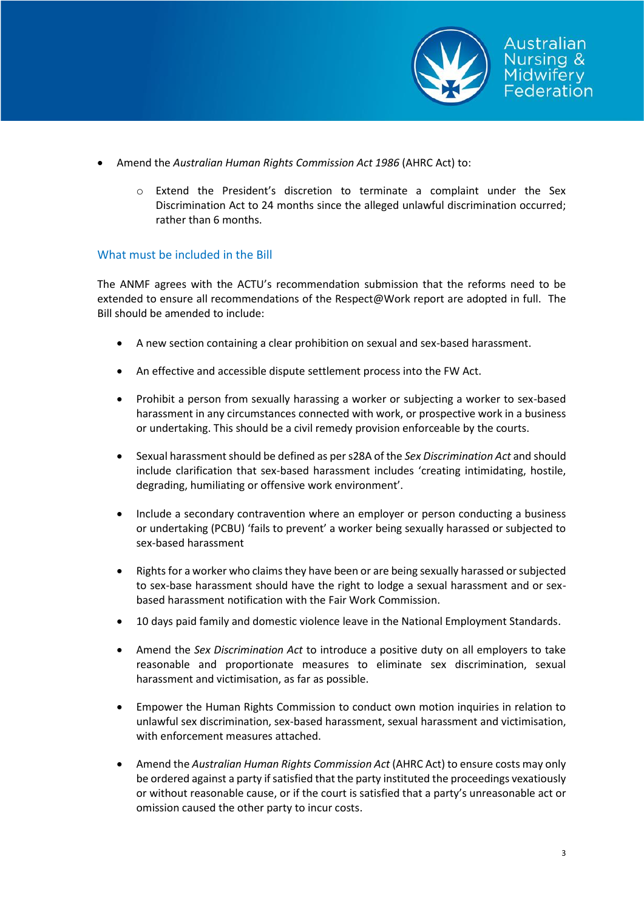- Amend the *Australian Human Rights Commission Act 1986* (AHRC Act) to:
  - Extend the President's discretion to terminate a complaint under the Sex Discrimination Act to 24 months since the alleged unlawful discrimination occurred; rather than 6 months.

## What must be included in the Bill

The ANMF agrees with the ACTU's recommendation submission that the reforms need to be extended to ensure all recommendations of the Respect@Work report are adopted in full. The Bill should be amended to include:

- A new section containing a clear prohibition on sexual and sex-based harassment.
- An effective and accessible dispute settlement process into the FW Act.
- Prohibit a person from sexually harassing a worker or subjecting a worker to sex-based harassment in any circumstances connected with work, or prospective work in a business or undertaking. This should be a civil remedy provision enforceable by the courts.
- Sexual harassment should be defined as per s28A of the *Sex Discrimination Act* and should include clarification that sex-based harassment includes 'creating intimidating, hostile, degrading, humiliating or offensive work environment'.
- Include a secondary contravention where an employer or person conducting a business or undertaking (PCBU) 'fails to prevent' a worker being sexually harassed or subjected to sex-based harassment
- Rights for a worker who claims they have been or are being sexually harassed or subjected to sex-base harassment should have the right to lodge a sexual harassment and or sex-based harassment notification with the Fair Work Commission.
- 10 days paid family and domestic violence leave in the National Employment Standards.
- Amend the *Sex Discrimination Act* to introduce a positive duty on all employers to take reasonable and proportionate measures to eliminate sex discrimination, sexual harassment and victimisation, as far as possible.
- Empower the Human Rights Commission to conduct own motion inquiries in relation to unlawful sex discrimination, sex-based harassment, sexual harassment and victimisation, with enforcement measures attached.
- Amend the *Australian Human Rights Commission Act* (AHRC Act) to ensure costs may only be ordered against a party if satisfied that the party instituted the proceedings vexatiously or without reasonable cause, or if the court is satisfied that a party's unreasonable act or omission caused the other party to incur costs.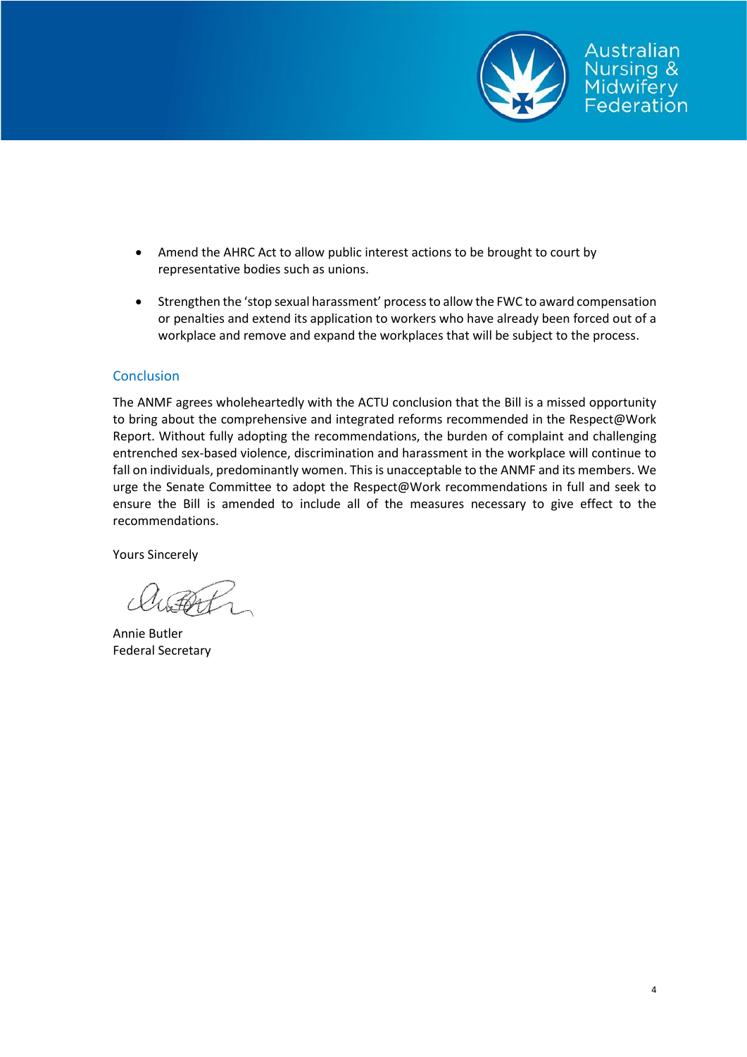- Amend the AHRC Act to allow public interest actions to be brought to court by representative bodies such as unions.

- Strengthen the 'stop sexual harassment' process to allow the FWC to award compensation or penalties and extend its application to workers who have already been forced out of a workplace and remove and expand the workplaces that will be subject to the process.

## Conclusion

The ANMF agrees wholeheartedly with the ACTU conclusion that the Bill is a missed opportunity to bring about the comprehensive and integrated reforms recommended in the Respect@Work Report. Without fully adopting the recommendations, the burden of complaint and challenging entrenched sex-based violence, discrimination and harassment in the workplace will continue to fall on individuals, predominantly women. This is unacceptable to the ANMF and its members. We urge the Senate Committee to adopt the Respect@Work recommendations in full and seek to ensure the Bill is amended to include all of the measures necessary to give effect to the recommendations.

Yours Sincerely

Annie Butler
Federal Secretary